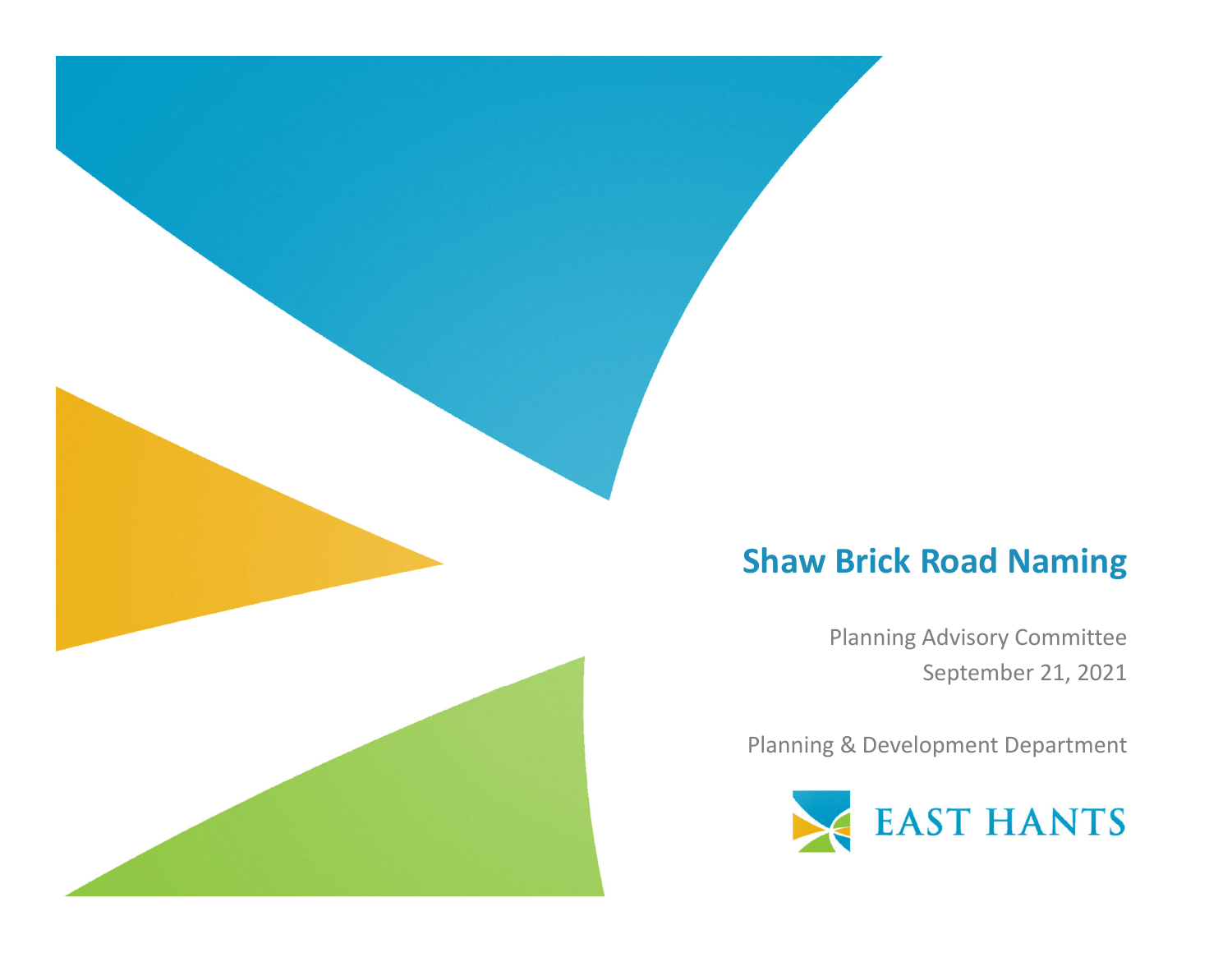# Shaw Brick Road Naming

Planning Advisory Committee
September 21, 2021

Planning & Development Department

EAST HANTS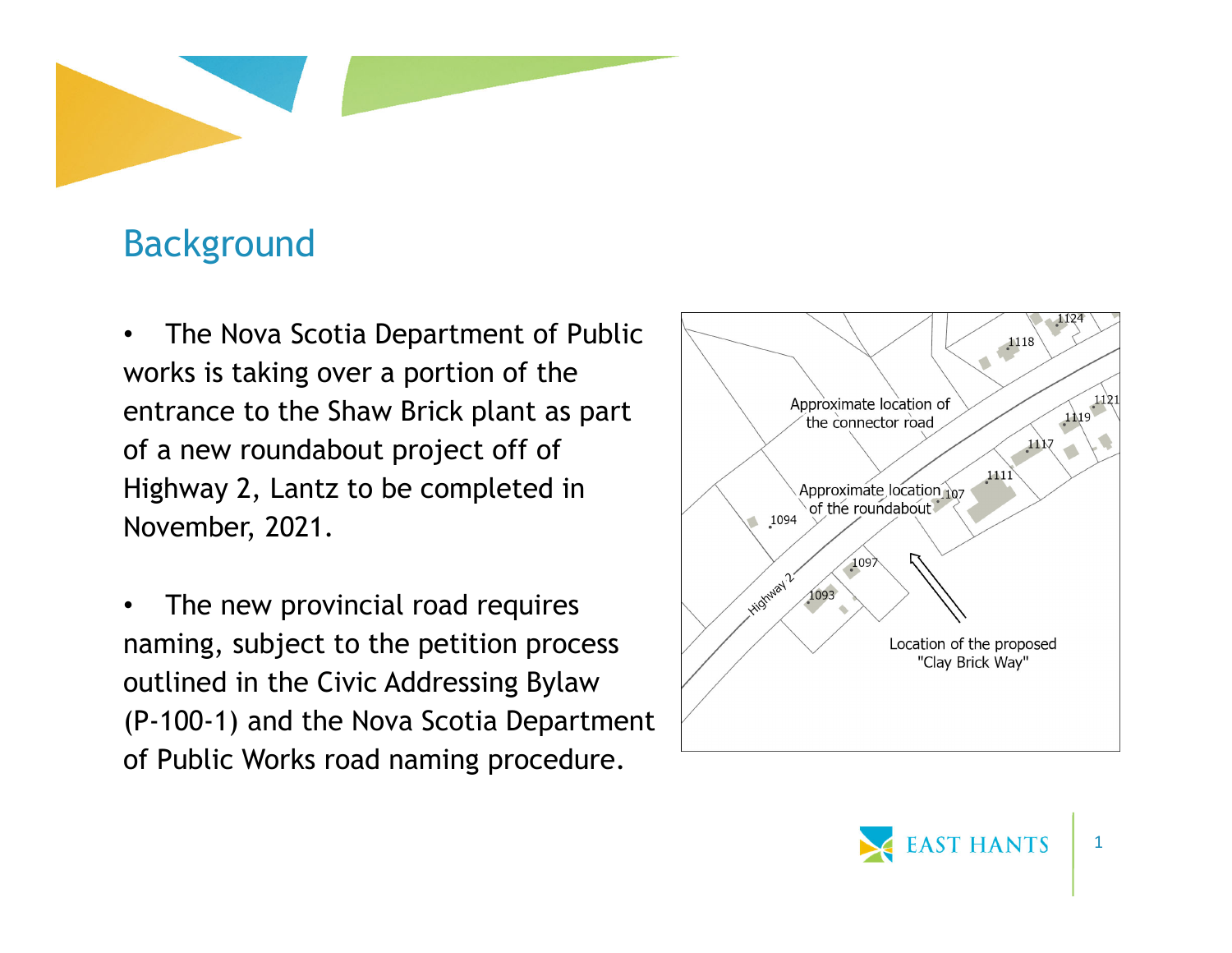## Background

- The Nova Scotia Department of Public works is taking over a portion of the entrance to the Shaw Brick plant as part of a new roundabout project off of Highway 2, Lantz to be completed in November, 2021.

- The new provincial road requires naming, subject to the petition process outlined in the Civic Addressing Bylaw (P-100-1) and the Nova Scotia Department of Public Works road naming procedure.

Approximate location of the connector road

Approximate location of the roundabout

Location of the proposed "Clay Brick Way"

Highway 2

1124, 1118, 1121, 1119, 1117, 1111, 107, 1094, 1097, 1093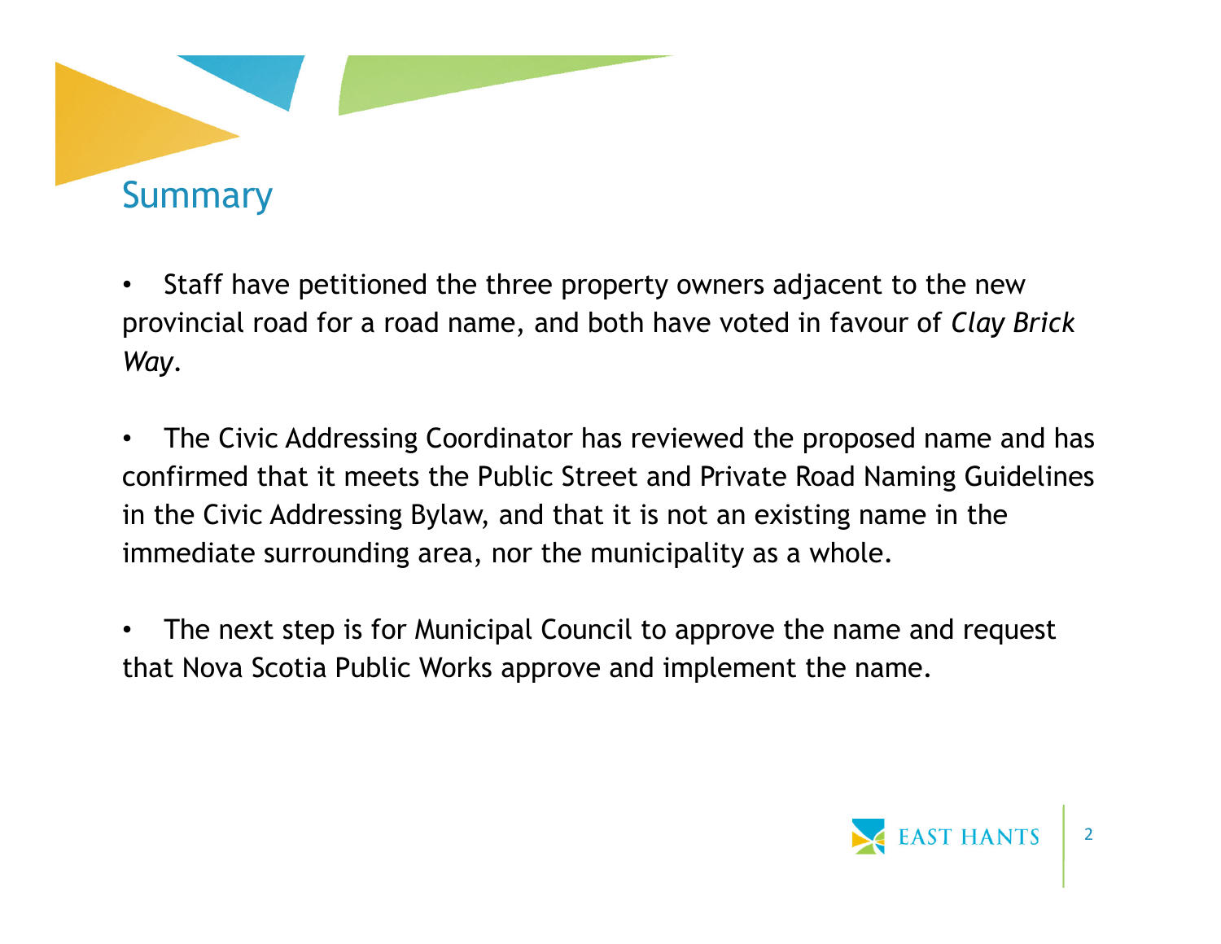## Summary

- Staff have petitioned the three property owners adjacent to the new provincial road for a road name, and both have voted in favour of *Clay Brick Way*.

- The Civic Addressing Coordinator has reviewed the proposed name and has confirmed that it meets the Public Street and Private Road Naming Guidelines in the Civic Addressing Bylaw, and that it is not an existing name in the immediate surrounding area, nor the municipality as a whole.

- The next step is for Municipal Council to approve the name and request that Nova Scotia Public Works approve and implement the name.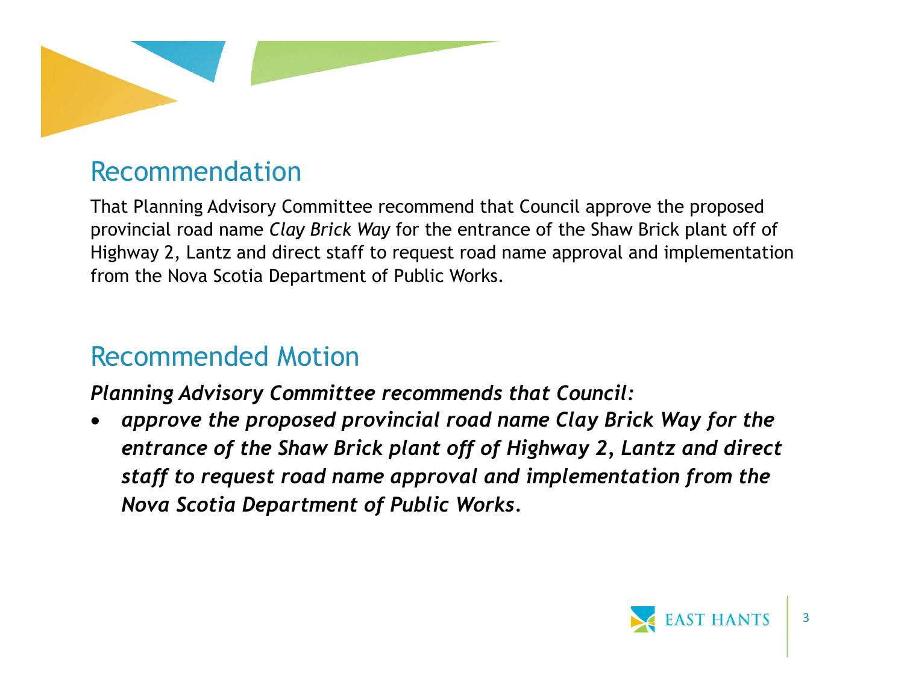## Recommendation

That Planning Advisory Committee recommend that Council approve the proposed provincial road name *Clay Brick Way* for the entrance of the Shaw Brick plant off of Highway 2, Lantz and direct staff to request road name approval and implementation from the Nova Scotia Department of Public Works.

## Recommended Motion

***Planning Advisory Committee recommends that Council:***

- ***approve the proposed provincial road name Clay Brick Way for the entrance of the Shaw Brick plant off of Highway 2, Lantz and direct staff to request road name approval and implementation from the Nova Scotia Department of Public Works.***